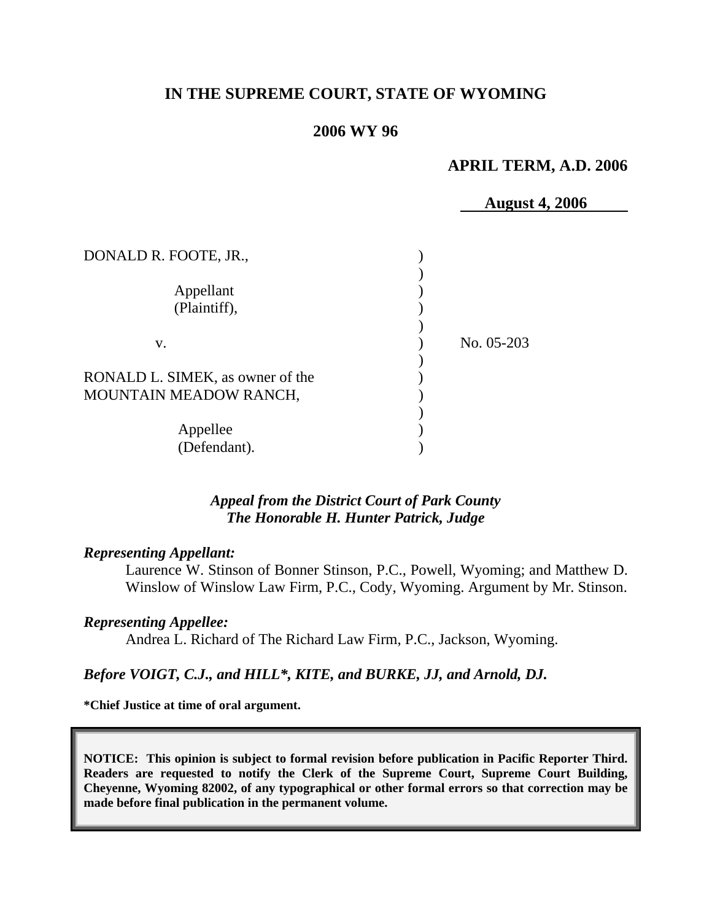# IN THE SUPREME COURT, STATE OF WYOMING

## 2006 WY 96

**APRIL TERM, A.D. 2006**

**August 4, 2006**

| | | |
|---|---|---|
| DONALD R. FOOTE, JR., | ) | |
| Appellant (Plaintiff), | ) | |
| v. | ) | No. 05-203 |
| RONALD L. SIMEK, as owner of the MOUNTAIN MEADOW RANCH, | ) | |
| Appellee (Defendant). | ) | |

*Appeal from the District Court of Park County*
*The Honorable H. Hunter Patrick, Judge*

*Representing Appellant:*

Laurence W. Stinson of Bonner Stinson, P.C., Powell, Wyoming; and Matthew D. Winslow of Winslow Law Firm, P.C., Cody, Wyoming. Argument by Mr. Stinson.

*Representing Appellee:*

Andrea L. Richard of The Richard Law Firm, P.C., Jackson, Wyoming.

***Before VOIGT, C.J., and HILL\*, KITE, and BURKE, JJ, and Arnold, DJ.***

**\*Chief Justice at time of oral argument.**

**NOTICE: This opinion is subject to formal revision before publication in Pacific Reporter Third. Readers are requested to notify the Clerk of the Supreme Court, Supreme Court Building, Cheyenne, Wyoming 82002, of any typographical or other formal errors so that correction may be made before final publication in the permanent volume.**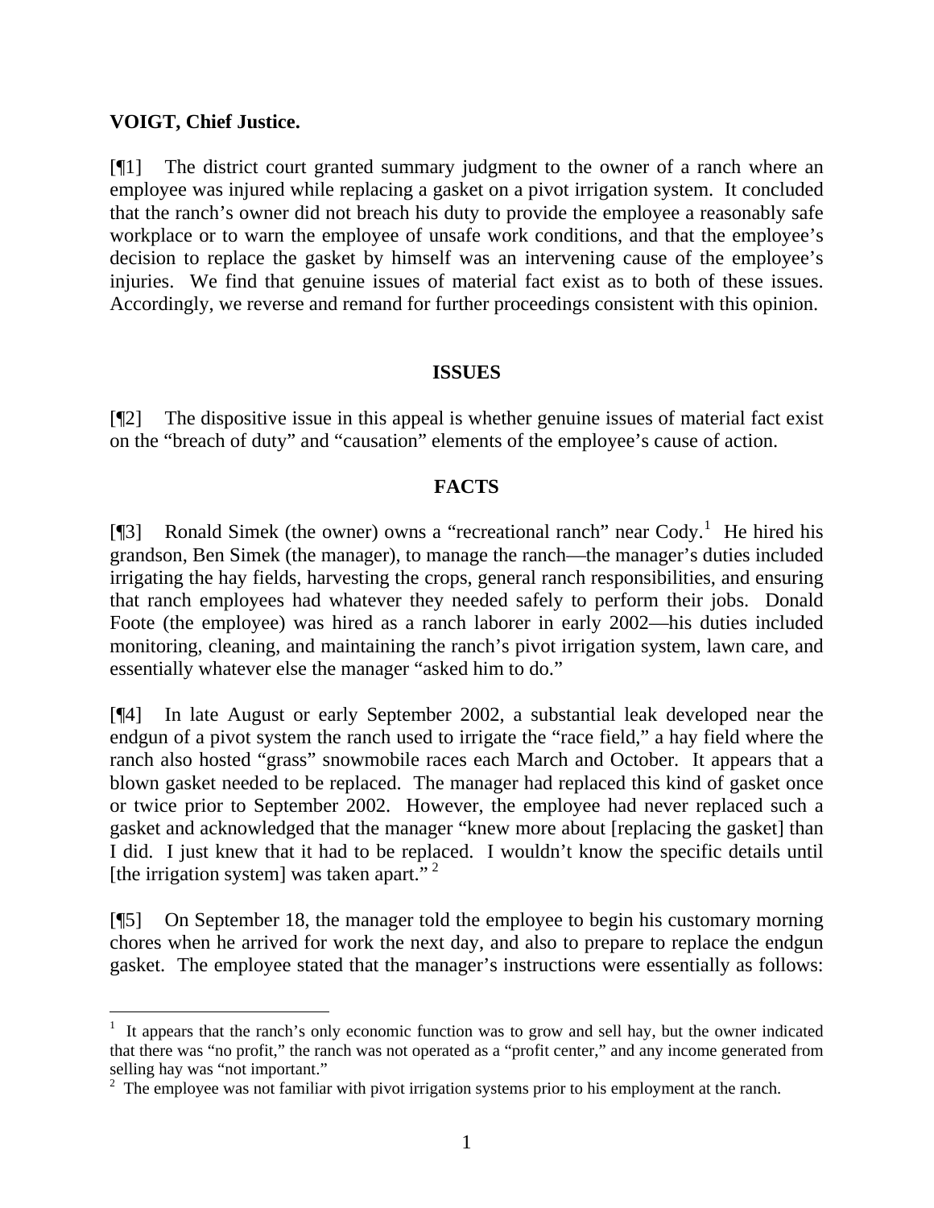**VOIGT, Chief Justice.**

[¶1] The district court granted summary judgment to the owner of a ranch where an employee was injured while replacing a gasket on a pivot irrigation system. It concluded that the ranch's owner did not breach his duty to provide the employee a reasonably safe workplace or to warn the employee of unsafe work conditions, and that the employee's decision to replace the gasket by himself was an intervening cause of the employee's injuries. We find that genuine issues of material fact exist as to both of these issues. Accordingly, we reverse and remand for further proceedings consistent with this opinion.

## ISSUES

[¶2] The dispositive issue in this appeal is whether genuine issues of material fact exist on the "breach of duty" and "causation" elements of the employee's cause of action.

## FACTS

[¶3] Ronald Simek (the owner) owns a "recreational ranch" near Cody.[1] He hired his grandson, Ben Simek (the manager), to manage the ranch—the manager's duties included irrigating the hay fields, harvesting the crops, general ranch responsibilities, and ensuring that ranch employees had whatever they needed safely to perform their jobs. Donald Foote (the employee) was hired as a ranch laborer in early 2002—his duties included monitoring, cleaning, and maintaining the ranch's pivot irrigation system, lawn care, and essentially whatever else the manager "asked him to do."

[¶4] In late August or early September 2002, a substantial leak developed near the endgun of a pivot system the ranch used to irrigate the "race field," a hay field where the ranch also hosted "grass" snowmobile races each March and October. It appears that a blown gasket needed to be replaced. The manager had replaced this kind of gasket once or twice prior to September 2002. However, the employee had never replaced such a gasket and acknowledged that the manager "knew more about [replacing the gasket] than I did. I just knew that it had to be replaced. I wouldn't know the specific details until [the irrigation system] was taken apart."[2]

[¶5] On September 18, the manager told the employee to begin his customary morning chores when he arrived for work the next day, and also to prepare to replace the endgun gasket. The employee stated that the manager's instructions were essentially as follows:

---

[1] It appears that the ranch's only economic function was to grow and sell hay, but the owner indicated that there was "no profit," the ranch was not operated as a "profit center," and any income generated from selling hay was "not important."

[2] The employee was not familiar with pivot irrigation systems prior to his employment at the ranch.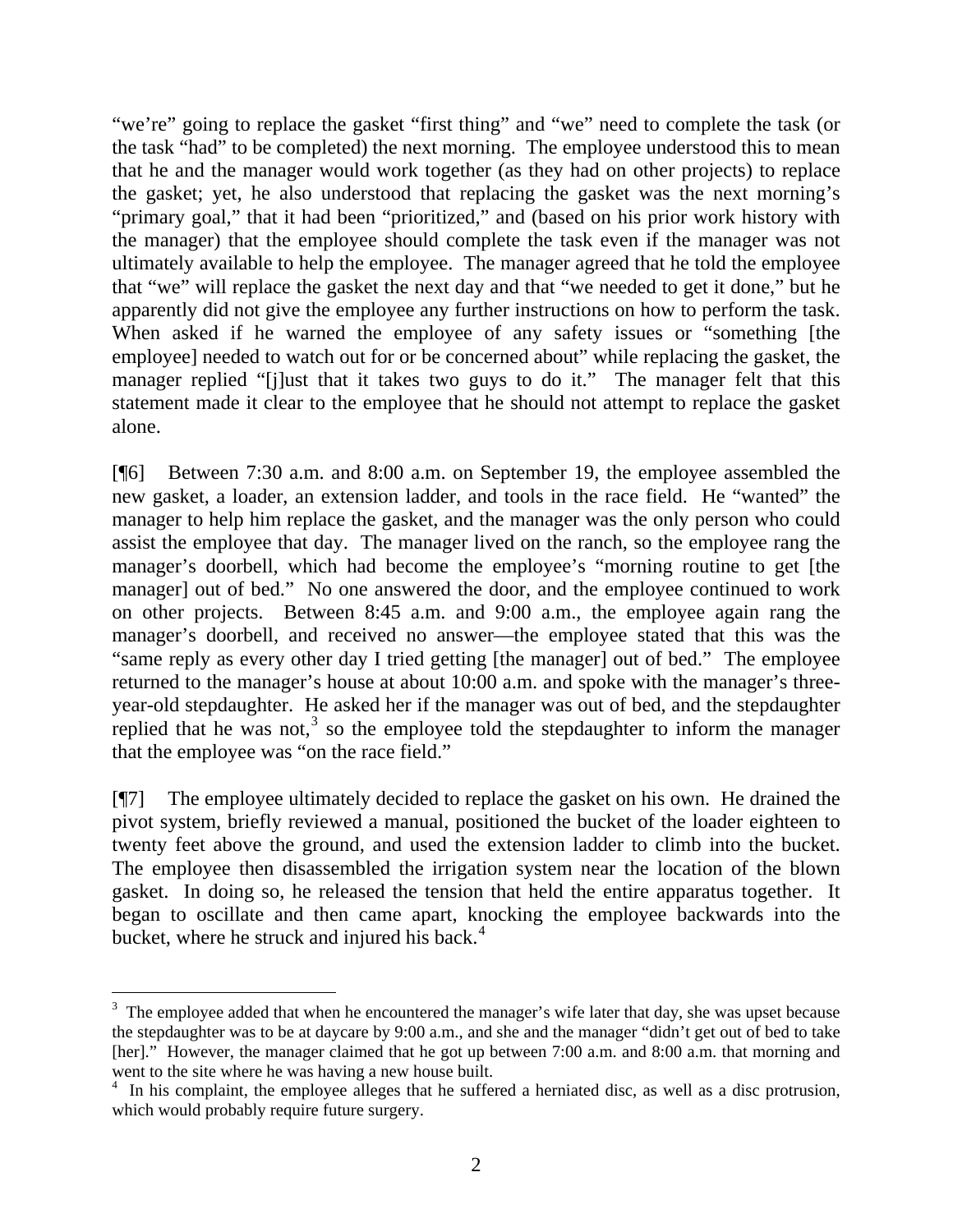"we're" going to replace the gasket "first thing" and "we" need to complete the task (or the task "had" to be completed) the next morning. The employee understood this to mean that he and the manager would work together (as they had on other projects) to replace the gasket; yet, he also understood that replacing the gasket was the next morning's "primary goal," that it had been "prioritized," and (based on his prior work history with the manager) that the employee should complete the task even if the manager was not ultimately available to help the employee. The manager agreed that he told the employee that "we" will replace the gasket the next day and that "we needed to get it done," but he apparently did not give the employee any further instructions on how to perform the task. When asked if he warned the employee of any safety issues or "something [the employee] needed to watch out for or be concerned about" while replacing the gasket, the manager replied "[j]ust that it takes two guys to do it." The manager felt that this statement made it clear to the employee that he should not attempt to replace the gasket alone.

[¶6] Between 7:30 a.m. and 8:00 a.m. on September 19, the employee assembled the new gasket, a loader, an extension ladder, and tools in the race field. He "wanted" the manager to help him replace the gasket, and the manager was the only person who could assist the employee that day. The manager lived on the ranch, so the employee rang the manager's doorbell, which had become the employee's "morning routine to get [the manager] out of bed." No one answered the door, and the employee continued to work on other projects. Between 8:45 a.m. and 9:00 a.m., the employee again rang the manager's doorbell, and received no answer—the employee stated that this was the "same reply as every other day I tried getting [the manager] out of bed." The employee returned to the manager's house at about 10:00 a.m. and spoke with the manager's three-year-old stepdaughter. He asked her if the manager was out of bed, and the stepdaughter replied that he was not,[3] so the employee told the stepdaughter to inform the manager that the employee was "on the race field."

[¶7] The employee ultimately decided to replace the gasket on his own. He drained the pivot system, briefly reviewed a manual, positioned the bucket of the loader eighteen to twenty feet above the ground, and used the extension ladder to climb into the bucket. The employee then disassembled the irrigation system near the location of the blown gasket. In doing so, he released the tension that held the entire apparatus together. It began to oscillate and then came apart, knocking the employee backwards into the bucket, where he struck and injured his back.[4]

---

[3] The employee added that when he encountered the manager's wife later that day, she was upset because the stepdaughter was to be at daycare by 9:00 a.m., and she and the manager "didn't get out of bed to take [her]." However, the manager claimed that he got up between 7:00 a.m. and 8:00 a.m. that morning and went to the site where he was having a new house built.

[4] In his complaint, the employee alleges that he suffered a herniated disc, as well as a disc protrusion, which would probably require future surgery.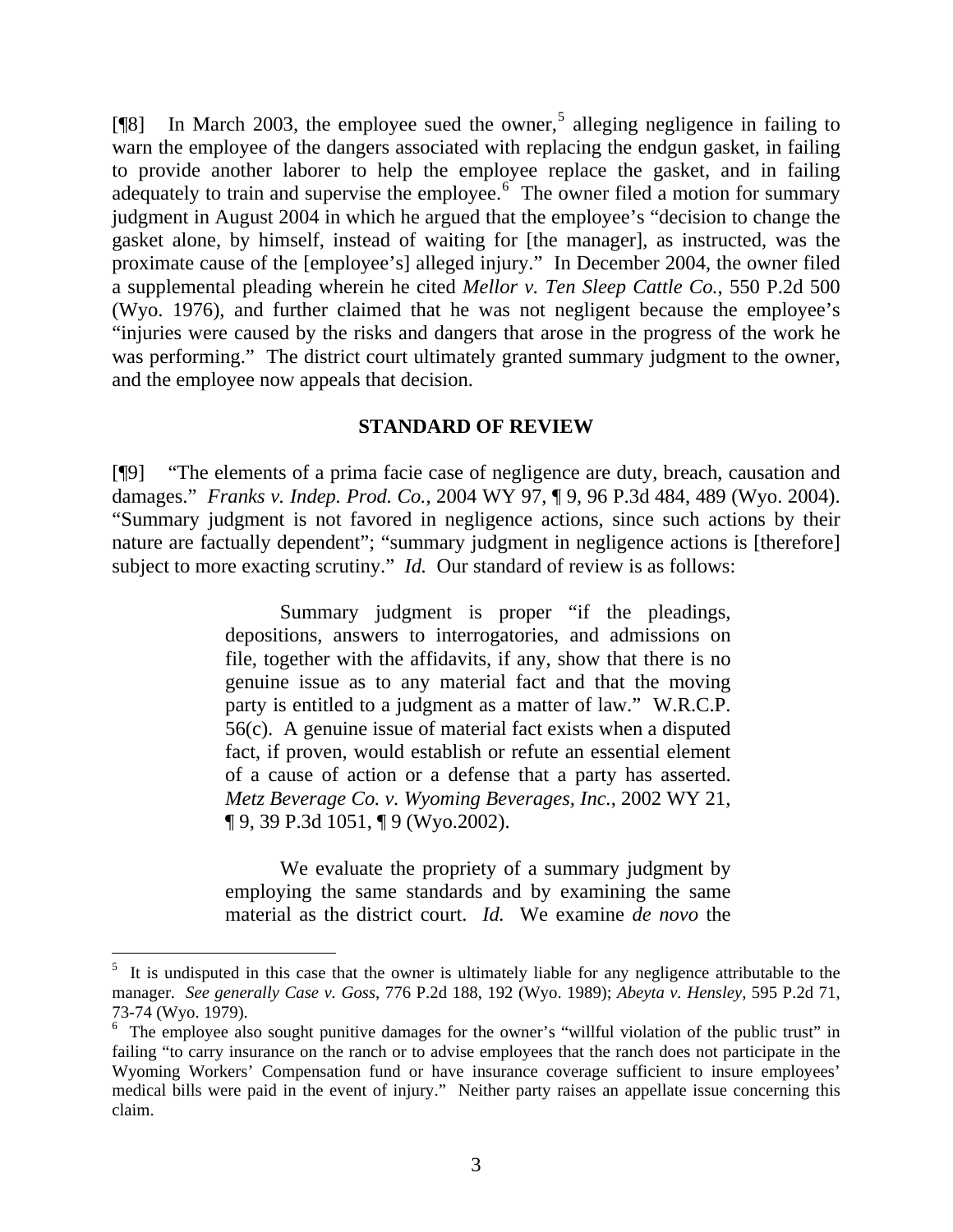[¶8] In March 2003, the employee sued the owner,[5] alleging negligence in failing to warn the employee of the dangers associated with replacing the endgun gasket, in failing to provide another laborer to help the employee replace the gasket, and in failing adequately to train and supervise the employee.[6] The owner filed a motion for summary judgment in August 2004 in which he argued that the employee's "decision to change the gasket alone, by himself, instead of waiting for [the manager], as instructed, was the proximate cause of the [employee's] alleged injury." In December 2004, the owner filed a supplemental pleading wherein he cited *Mellor v. Ten Sleep Cattle Co.*, 550 P.2d 500 (Wyo. 1976), and further claimed that he was not negligent because the employee's "injuries were caused by the risks and dangers that arose in the progress of the work he was performing." The district court ultimately granted summary judgment to the owner, and the employee now appeals that decision.

## STANDARD OF REVIEW

[¶9] "The elements of a prima facie case of negligence are duty, breach, causation and damages." *Franks v. Indep. Prod. Co.*, 2004 WY 97, ¶ 9, 96 P.3d 484, 489 (Wyo. 2004). "Summary judgment is not favored in negligence actions, since such actions by their nature are factually dependent"; "summary judgment in negligence actions is [therefore] subject to more exacting scrutiny." *Id.* Our standard of review is as follows:

> Summary judgment is proper "if the pleadings, depositions, answers to interrogatories, and admissions on file, together with the affidavits, if any, show that there is no genuine issue as to any material fact and that the moving party is entitled to a judgment as a matter of law." W.R.C.P. 56(c). A genuine issue of material fact exists when a disputed fact, if proven, would establish or refute an essential element of a cause of action or a defense that a party has asserted. *Metz Beverage Co. v. Wyoming Beverages, Inc.*, 2002 WY 21, ¶ 9, 39 P.3d 1051, ¶ 9 (Wyo.2002).
>
> We evaluate the propriety of a summary judgment by employing the same standards and by examining the same material as the district court. *Id.* We examine *de novo* the

---

[5] It is undisputed in this case that the owner is ultimately liable for any negligence attributable to the manager. *See generally Case v. Goss*, 776 P.2d 188, 192 (Wyo. 1989); *Abeyta v. Hensley*, 595 P.2d 71, 73-74 (Wyo. 1979).

[6] The employee also sought punitive damages for the owner's "willful violation of the public trust" in failing "to carry insurance on the ranch or to advise employees that the ranch does not participate in the Wyoming Workers' Compensation fund or have insurance coverage sufficient to insure employees' medical bills were paid in the event of injury." Neither party raises an appellate issue concerning this claim.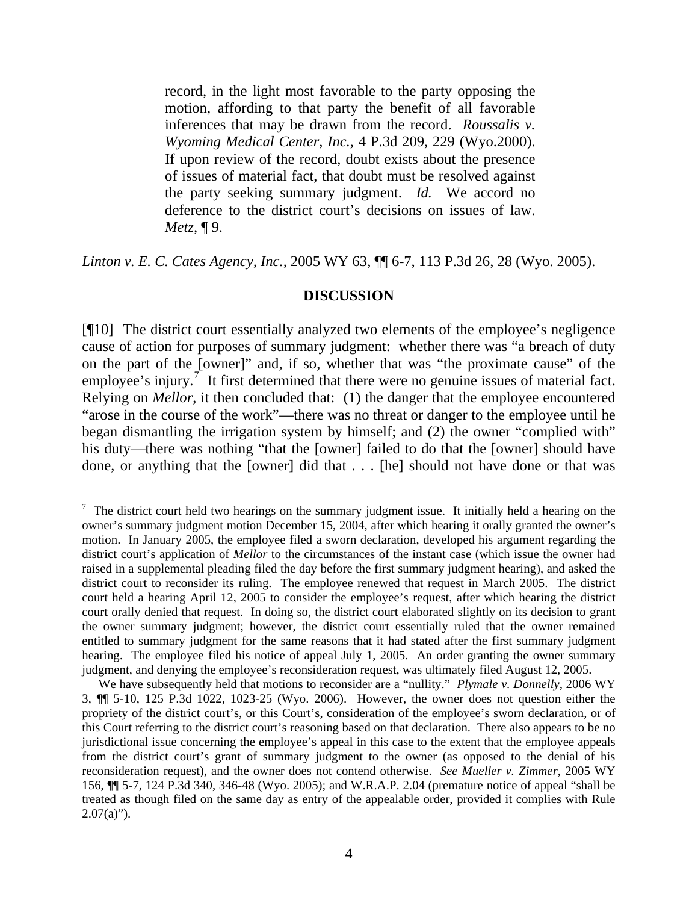> record, in the light most favorable to the party opposing the motion, affording to that party the benefit of all favorable inferences that may be drawn from the record. *Roussalis v. Wyoming Medical Center, Inc.*, 4 P.3d 209, 229 (Wyo.2000). If upon review of the record, doubt exists about the presence of issues of material fact, that doubt must be resolved against the party seeking summary judgment. *Id.* We accord no deference to the district court's decisions on issues of law. *Metz*, ¶ 9.

*Linton v. E. C. Cates Agency, Inc.*, 2005 WY 63, ¶¶ 6-7, 113 P.3d 26, 28 (Wyo. 2005).

**DISCUSSION**

[¶10] The district court essentially analyzed two elements of the employee's negligence cause of action for purposes of summary judgment: whether there was "a breach of duty on the part of the [owner]" and, if so, whether that was "the proximate cause" of the employee's injury.[7] It first determined that there were no genuine issues of material fact. Relying on *Mellor*, it then concluded that: (1) the danger that the employee encountered "arose in the course of the work"—there was no threat or danger to the employee until he began dismantling the irrigation system by himself; and (2) the owner "complied with" his duty—there was nothing "that the [owner] failed to do that the [owner] should have done, or anything that the [owner] did that . . . [he] should not have done or that was

---

[7] The district court held two hearings on the summary judgment issue. It initially held a hearing on the owner's summary judgment motion December 15, 2004, after which hearing it orally granted the owner's motion. In January 2005, the employee filed a sworn declaration, developed his argument regarding the district court's application of *Mellor* to the circumstances of the instant case (which issue the owner had raised in a supplemental pleading filed the day before the first summary judgment hearing), and asked the district court to reconsider its ruling. The employee renewed that request in March 2005. The district court held a hearing April 12, 2005 to consider the employee's request, after which hearing the district court orally denied that request. In doing so, the district court elaborated slightly on its decision to grant the owner summary judgment; however, the district court essentially ruled that the owner remained entitled to summary judgment for the same reasons that it had stated after the first summary judgment hearing. The employee filed his notice of appeal July 1, 2005. An order granting the owner summary judgment, and denying the employee's reconsideration request, was ultimately filed August 12, 2005.

We have subsequently held that motions to reconsider are a "nullity." *Plymale v. Donnelly*, 2006 WY 3, ¶¶ 5-10, 125 P.3d 1022, 1023-25 (Wyo. 2006). However, the owner does not question either the propriety of the district court's, or this Court's, consideration of the employee's sworn declaration, or of this Court referring to the district court's reasoning based on that declaration. There also appears to be no jurisdictional issue concerning the employee's appeal in this case to the extent that the employee appeals from the district court's grant of summary judgment to the owner (as opposed to the denial of his reconsideration request), and the owner does not contend otherwise. *See Mueller v. Zimmer*, 2005 WY 156, ¶¶ 5-7, 124 P.3d 340, 346-48 (Wyo. 2005); and W.R.A.P. 2.04 (premature notice of appeal "shall be treated as though filed on the same day as entry of the appealable order, provided it complies with Rule 2.07(a)").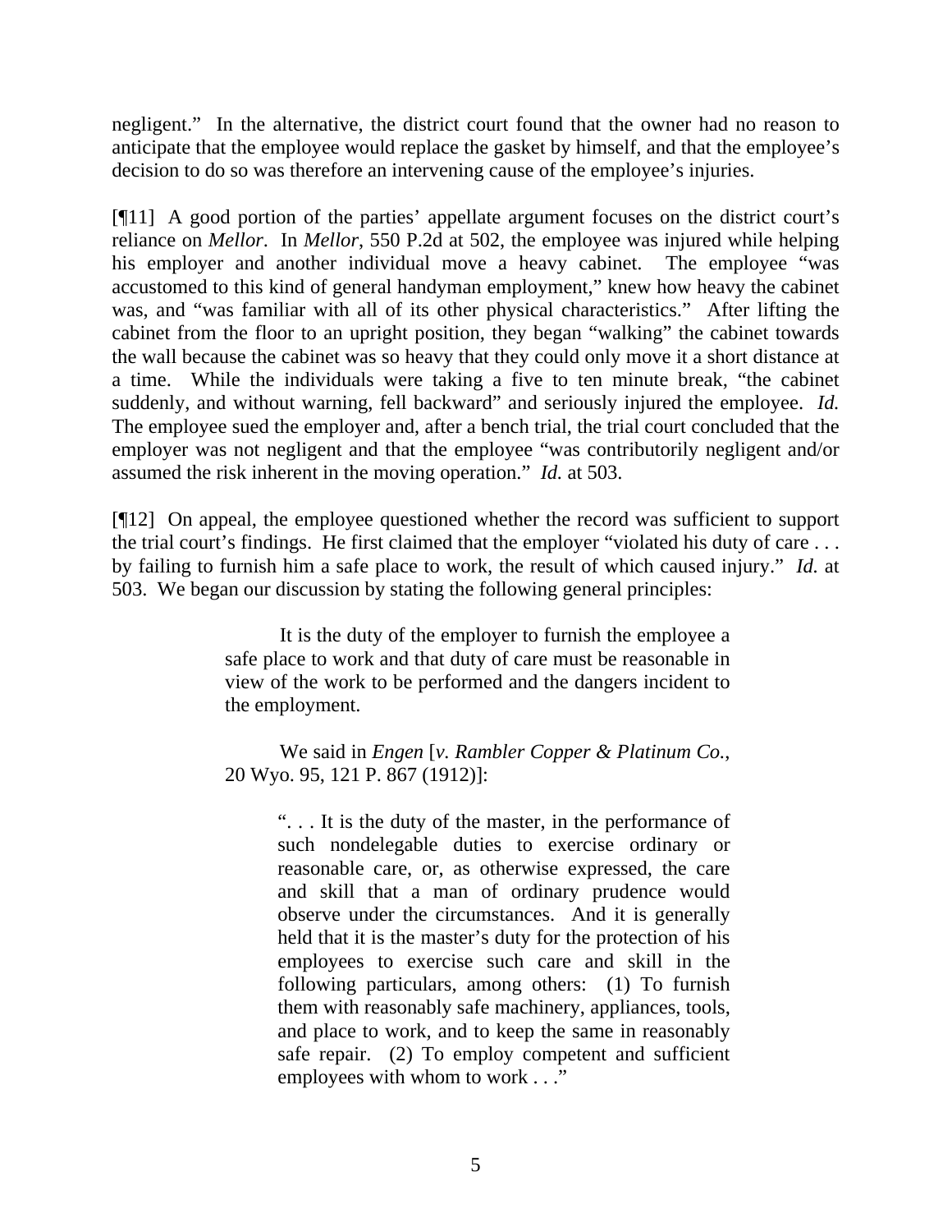negligent." In the alternative, the district court found that the owner had no reason to anticipate that the employee would replace the gasket by himself, and that the employee's decision to do so was therefore an intervening cause of the employee's injuries.

[¶11] A good portion of the parties' appellate argument focuses on the district court's reliance on *Mellor*. In *Mellor*, 550 P.2d at 502, the employee was injured while helping his employer and another individual move a heavy cabinet. The employee "was accustomed to this kind of general handyman employment," knew how heavy the cabinet was, and "was familiar with all of its other physical characteristics." After lifting the cabinet from the floor to an upright position, they began "walking" the cabinet towards the wall because the cabinet was so heavy that they could only move it a short distance at a time. While the individuals were taking a five to ten minute break, "the cabinet suddenly, and without warning, fell backward" and seriously injured the employee. *Id.* The employee sued the employer and, after a bench trial, the trial court concluded that the employer was not negligent and that the employee "was contributorily negligent and/or assumed the risk inherent in the moving operation." *Id.* at 503.

[¶12] On appeal, the employee questioned whether the record was sufficient to support the trial court's findings. He first claimed that the employer "violated his duty of care . . . by failing to furnish him a safe place to work, the result of which caused injury." *Id.* at 503. We began our discussion by stating the following general principles:

> It is the duty of the employer to furnish the employee a safe place to work and that duty of care must be reasonable in view of the work to be performed and the dangers incident to the employment.
>
> We said in *Engen* [*v. Rambler Copper & Platinum Co.*, 20 Wyo. 95, 121 P. 867 (1912)]:
>
> > ". . . It is the duty of the master, in the performance of such nondelegable duties to exercise ordinary or reasonable care, or, as otherwise expressed, the care and skill that a man of ordinary prudence would observe under the circumstances. And it is generally held that it is the master's duty for the protection of his employees to exercise such care and skill in the following particulars, among others: (1) To furnish them with reasonably safe machinery, appliances, tools, and place to work, and to keep the same in reasonably safe repair. (2) To employ competent and sufficient employees with whom to work . . ."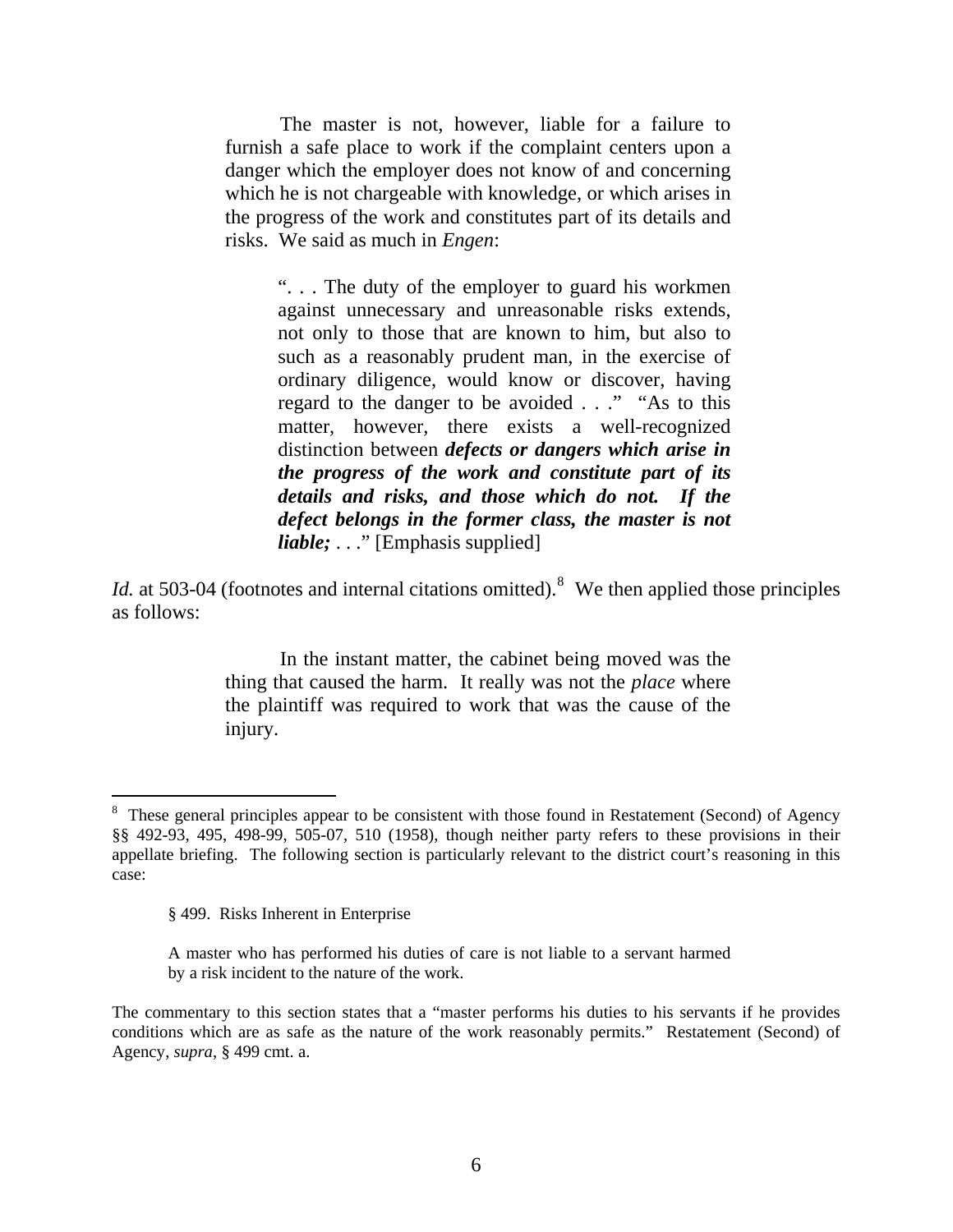> The master is not, however, liable for a failure to furnish a safe place to work if the complaint centers upon a danger which the employer does not know of and concerning which he is not chargeable with knowledge, or which arises in the progress of the work and constitutes part of its details and risks. We said as much in *Engen*:
>
> > ". . . The duty of the employer to guard his workmen against unnecessary and unreasonable risks extends, not only to those that are known to him, but also to such as a reasonably prudent man, in the exercise of ordinary diligence, would know or discover, having regard to the danger to be avoided . . ." "As to this matter, however, there exists a well-recognized distinction between ***defects or dangers which arise in the progress of the work and constitute part of its details and risks, and those which do not. If the defect belongs in the former class, the master is not liable;*** . . ." [Emphasis supplied]

*Id.* at 503-04 (footnotes and internal citations omitted).[8] We then applied those principles as follows:

> In the instant matter, the cabinet being moved was the thing that caused the harm. It really was not the *place* where the plaintiff was required to work that was the cause of the injury.

---

[8] These general principles appear to be consistent with those found in Restatement (Second) of Agency §§ 492-93, 495, 498-99, 505-07, 510 (1958), though neither party refers to these provisions in their appellate briefing. The following section is particularly relevant to the district court's reasoning in this case:

> § 499. Risks Inherent in Enterprise
>
> A master who has performed his duties of care is not liable to a servant harmed by a risk incident to the nature of the work.

The commentary to this section states that a "master performs his duties to his servants if he provides conditions which are as safe as the nature of the work reasonably permits." Restatement (Second) of Agency, *supra*, § 499 cmt. a.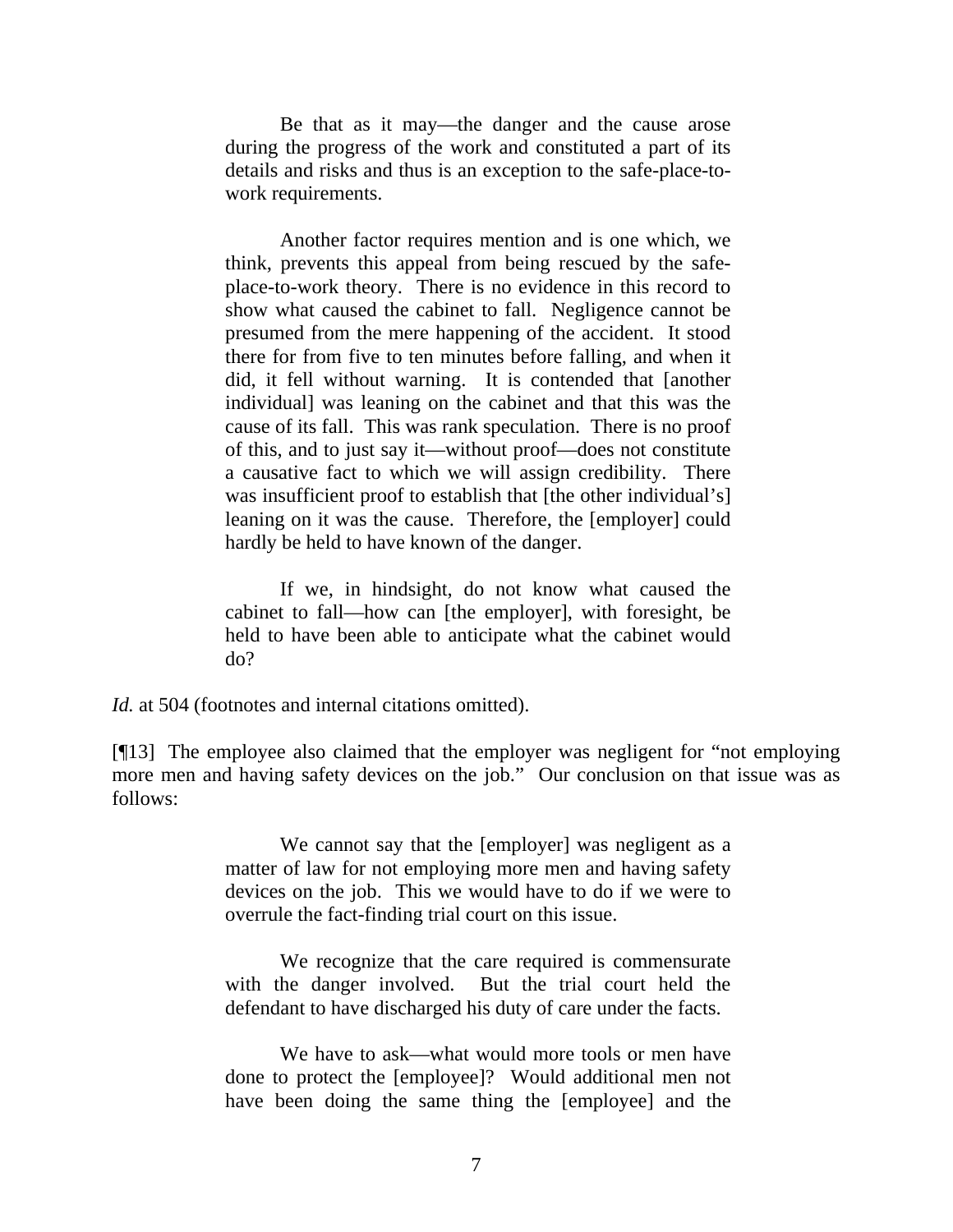> Be that as it may—the danger and the cause arose during the progress of the work and constituted a part of its details and risks and thus is an exception to the safe-place-to-work requirements.
>
> Another factor requires mention and is one which, we think, prevents this appeal from being rescued by the safe-place-to-work theory. There is no evidence in this record to show what caused the cabinet to fall. Negligence cannot be presumed from the mere happening of the accident. It stood there for from five to ten minutes before falling, and when it did, it fell without warning. It is contended that [another individual] was leaning on the cabinet and that this was the cause of its fall. This was rank speculation. There is no proof of this, and to just say it—without proof—does not constitute a causative fact to which we will assign credibility. There was insufficient proof to establish that [the other individual's] leaning on it was the cause. Therefore, the [employer] could hardly be held to have known of the danger.
>
> If we, in hindsight, do not know what caused the cabinet to fall—how can [the employer], with foresight, be held to have been able to anticipate what the cabinet would do?

*Id.* at 504 (footnotes and internal citations omitted).

[¶13] The employee also claimed that the employer was negligent for "not employing more men and having safety devices on the job." Our conclusion on that issue was as follows:

> We cannot say that the [employer] was negligent as a matter of law for not employing more men and having safety devices on the job. This we would have to do if we were to overrule the fact-finding trial court on this issue.
>
> We recognize that the care required is commensurate with the danger involved. But the trial court held the defendant to have discharged his duty of care under the facts.
>
> We have to ask—what would more tools or men have done to protect the [employee]? Would additional men not have been doing the same thing the [employee] and the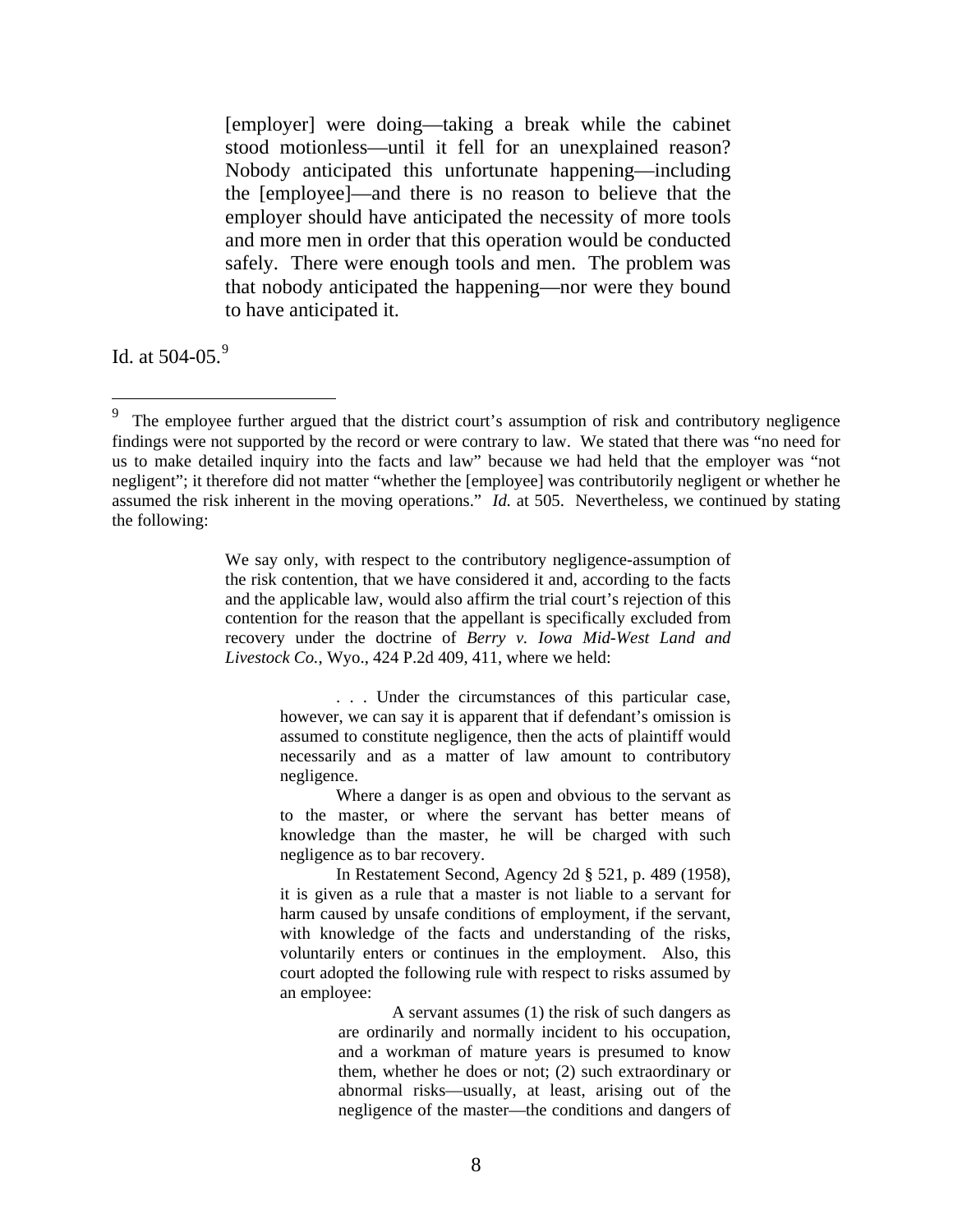> [employer] were doing—taking a break while the cabinet stood motionless—until it fell for an unexplained reason? Nobody anticipated this unfortunate happening—including the [employee]—and there is no reason to believe that the employer should have anticipated the necessity of more tools and more men in order that this operation would be conducted safely. There were enough tools and men. The problem was that nobody anticipated the happening—nor were they bound to have anticipated it.

Id. at 504-05.[9]

---

[9] The employee further argued that the district court's assumption of risk and contributory negligence findings were not supported by the record or were contrary to law. We stated that there was "no need for us to make detailed inquiry into the facts and law" because we had held that the employer was "not negligent"; it therefore did not matter "whether the [employee] was contributorily negligent or whether he assumed the risk inherent in the moving operations." *Id.* at 505. Nevertheless, we continued by stating the following:

> We say only, with respect to the contributory negligence-assumption of the risk contention, that we have considered it and, according to the facts and the applicable law, would also affirm the trial court's rejection of this contention for the reason that the appellant is specifically excluded from recovery under the doctrine of *Berry v. Iowa Mid-West Land and Livestock Co.*, Wyo., 424 P.2d 409, 411, where we held:
>
> > . . . Under the circumstances of this particular case, however, we can say it is apparent that if defendant's omission is assumed to constitute negligence, then the acts of plaintiff would necessarily and as a matter of law amount to contributory negligence.
> >
> > Where a danger is as open and obvious to the servant as to the master, or where the servant has better means of knowledge than the master, he will be charged with such negligence as to bar recovery.
> >
> > In Restatement Second, Agency 2d § 521, p. 489 (1958), it is given as a rule that a master is not liable to a servant for harm caused by unsafe conditions of employment, if the servant, with knowledge of the facts and understanding of the risks, voluntarily enters or continues in the employment. Also, this court adopted the following rule with respect to risks assumed by an employee:
> >
> > > A servant assumes (1) the risk of such dangers as are ordinarily and normally incident to his occupation, and a workman of mature years is presumed to know them, whether he does or not; (2) such extraordinary or abnormal risks—usually, at least, arising out of the negligence of the master—the conditions and dangers of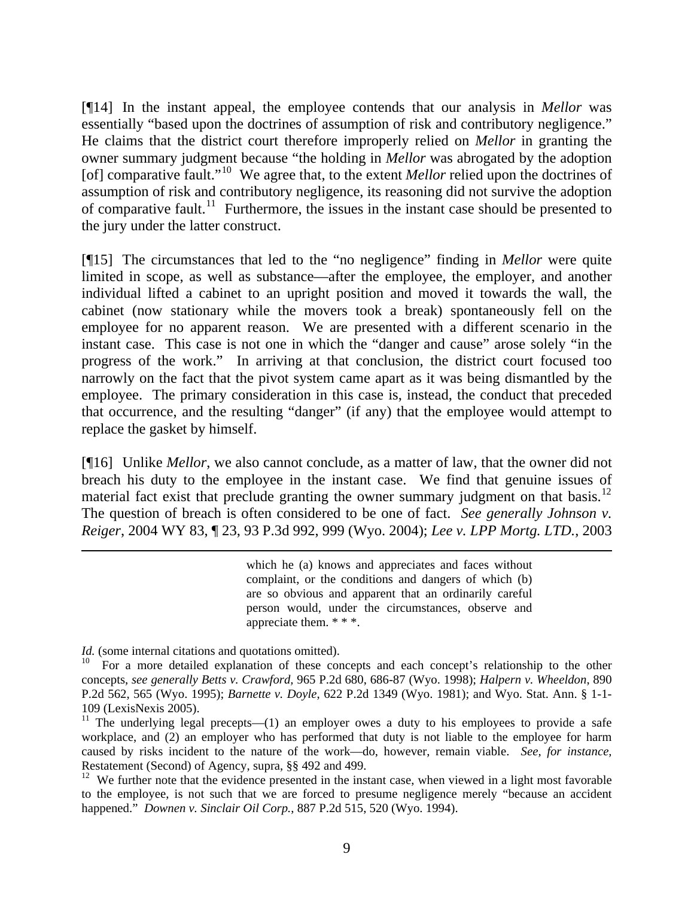[¶14] In the instant appeal, the employee contends that our analysis in *Mellor* was essentially "based upon the doctrines of assumption of risk and contributory negligence." He claims that the district court therefore improperly relied on *Mellor* in granting the owner summary judgment because "the holding in *Mellor* was abrogated by the adoption [of] comparative fault."[10] We agree that, to the extent *Mellor* relied upon the doctrines of assumption of risk and contributory negligence, its reasoning did not survive the adoption of comparative fault.[11] Furthermore, the issues in the instant case should be presented to the jury under the latter construct.

[¶15] The circumstances that led to the "no negligence" finding in *Mellor* were quite limited in scope, as well as substance—after the employee, the employer, and another individual lifted a cabinet to an upright position and moved it towards the wall, the cabinet (now stationary while the movers took a break) spontaneously fell on the employee for no apparent reason. We are presented with a different scenario in the instant case. This case is not one in which the "danger and cause" arose solely "in the progress of the work." In arriving at that conclusion, the district court focused too narrowly on the fact that the pivot system came apart as it was being dismantled by the employee. The primary consideration in this case is, instead, the conduct that preceded that occurrence, and the resulting "danger" (if any) that the employee would attempt to replace the gasket by himself.

[¶16] Unlike *Mellor*, we also cannot conclude, as a matter of law, that the owner did not breach his duty to the employee in the instant case. We find that genuine issues of material fact exist that preclude granting the owner summary judgment on that basis.[12] The question of breach is often considered to be one of fact. *See generally Johnson v. Reiger*, 2004 WY 83, ¶ 23, 93 P.3d 992, 999 (Wyo. 2004); *Lee v. LPP Mortg. LTD.*, 2003

---

> which he (a) knows and appreciates and faces without complaint, or the conditions and dangers of which (b) are so obvious and apparent that an ordinarily careful person would, under the circumstances, observe and appreciate them. * * *.

*Id.* (some internal citations and quotations omitted).

[10] For a more detailed explanation of these concepts and each concept's relationship to the other concepts, *see generally Betts v. Crawford*, 965 P.2d 680, 686-87 (Wyo. 1998); *Halpern v. Wheeldon*, 890 P.2d 562, 565 (Wyo. 1995); *Barnette v. Doyle*, 622 P.2d 1349 (Wyo. 1981); and Wyo. Stat. Ann. § 1-1-109 (LexisNexis 2005).

[11] The underlying legal precepts—(1) an employer owes a duty to his employees to provide a safe workplace, and (2) an employer who has performed that duty is not liable to the employee for harm caused by risks incident to the nature of the work—do, however, remain viable. *See, for instance,* Restatement (Second) of Agency, supra, §§ 492 and 499.

[12] We further note that the evidence presented in the instant case, when viewed in a light most favorable to the employee, is not such that we are forced to presume negligence merely "because an accident happened." *Downen v. Sinclair Oil Corp.*, 887 P.2d 515, 520 (Wyo. 1994).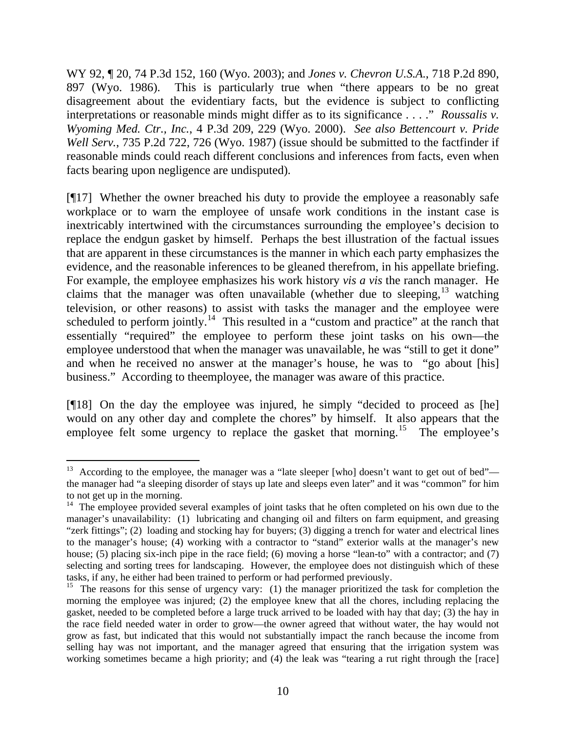WY 92, ¶ 20, 74 P.3d 152, 160 (Wyo. 2003); and *Jones v. Chevron U.S.A.*, 718 P.2d 890, 897 (Wyo. 1986). This is particularly true when "there appears to be no great disagreement about the evidentiary facts, but the evidence is subject to conflicting interpretations or reasonable minds might differ as to its significance . . . ." *Roussalis v. Wyoming Med. Ctr., Inc.*, 4 P.3d 209, 229 (Wyo. 2000). *See also Bettencourt v. Pride Well Serv.*, 735 P.2d 722, 726 (Wyo. 1987) (issue should be submitted to the factfinder if reasonable minds could reach different conclusions and inferences from facts, even when facts bearing upon negligence are undisputed).

[¶17] Whether the owner breached his duty to provide the employee a reasonably safe workplace or to warn the employee of unsafe work conditions in the instant case is inextricably intertwined with the circumstances surrounding the employee's decision to replace the endgun gasket by himself. Perhaps the best illustration of the factual issues that are apparent in these circumstances is the manner in which each party emphasizes the evidence, and the reasonable inferences to be gleaned therefrom, in his appellate briefing. For example, the employee emphasizes his work history *vis a vis* the ranch manager. He claims that the manager was often unavailable (whether due to sleeping,[13] watching television, or other reasons) to assist with tasks the manager and the employee were scheduled to perform jointly.[14] This resulted in a "custom and practice" at the ranch that essentially "required" the employee to perform these joint tasks on his own—the employee understood that when the manager was unavailable, he was "still to get it done" and when he received no answer at the manager's house, he was to "go about [his] business." According to theemployee, the manager was aware of this practice.

[¶18] On the day the employee was injured, he simply "decided to proceed as [he] would on any other day and complete the chores" by himself. It also appears that the employee felt some urgency to replace the gasket that morning.[15] The employee's

---

[13] According to the employee, the manager was a "late sleeper [who] doesn't want to get out of bed"—the manager had "a sleeping disorder of stays up late and sleeps even later" and it was "common" for him to not get up in the morning.

[14] The employee provided several examples of joint tasks that he often completed on his own due to the manager's unavailability: (1) lubricating and changing oil and filters on farm equipment, and greasing "zerk fittings"; (2) loading and stocking hay for buyers; (3) digging a trench for water and electrical lines to the manager's house; (4) working with a contractor to "stand" exterior walls at the manager's new house; (5) placing six-inch pipe in the race field; (6) moving a horse "lean-to" with a contractor; and (7) selecting and sorting trees for landscaping. However, the employee does not distinguish which of these tasks, if any, he either had been trained to perform or had performed previously.

[15] The reasons for this sense of urgency vary: (1) the manager prioritized the task for completion the morning the employee was injured; (2) the employee knew that all the chores, including replacing the gasket, needed to be completed before a large truck arrived to be loaded with hay that day; (3) the hay in the race field needed water in order to grow—the owner agreed that without water, the hay would not grow as fast, but indicated that this would not substantially impact the ranch because the income from selling hay was not important, and the manager agreed that ensuring that the irrigation system was working sometimes became a high priority; and (4) the leak was "tearing a rut right through the [race]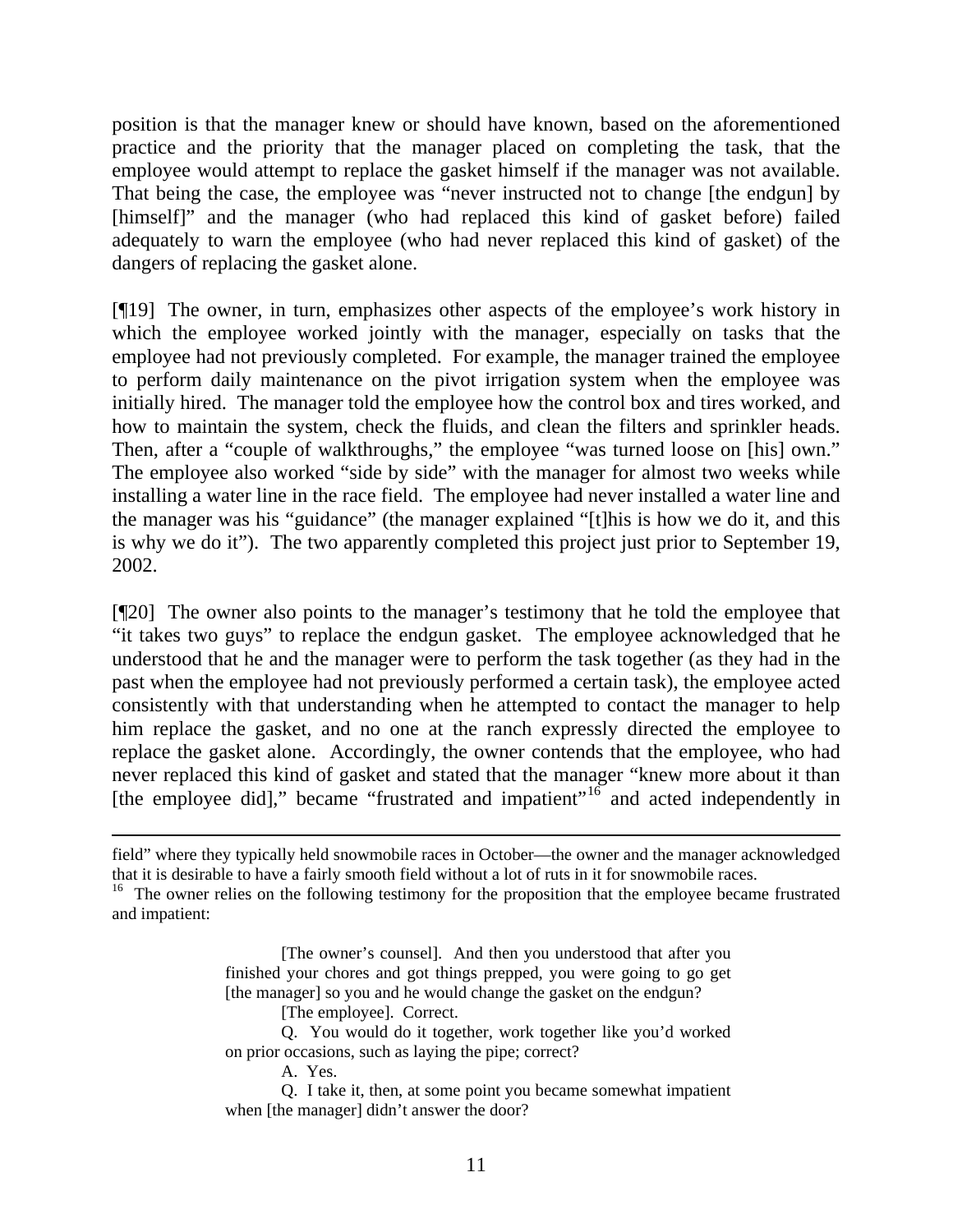position is that the manager knew or should have known, based on the aforementioned practice and the priority that the manager placed on completing the task, that the employee would attempt to replace the gasket himself if the manager was not available. That being the case, the employee was "never instructed not to change [the endgun] by [himself]" and the manager (who had replaced this kind of gasket before) failed adequately to warn the employee (who had never replaced this kind of gasket) of the dangers of replacing the gasket alone.

[¶19] The owner, in turn, emphasizes other aspects of the employee's work history in which the employee worked jointly with the manager, especially on tasks that the employee had not previously completed. For example, the manager trained the employee to perform daily maintenance on the pivot irrigation system when the employee was initially hired. The manager told the employee how the control box and tires worked, and how to maintain the system, check the fluids, and clean the filters and sprinkler heads. Then, after a "couple of walkthroughs," the employee "was turned loose on [his] own." The employee also worked "side by side" with the manager for almost two weeks while installing a water line in the race field. The employee had never installed a water line and the manager was his "guidance" (the manager explained "[t]his is how we do it, and this is why we do it"). The two apparently completed this project just prior to September 19, 2002.

[¶20] The owner also points to the manager's testimony that he told the employee that "it takes two guys" to replace the endgun gasket. The employee acknowledged that he understood that he and the manager were to perform the task together (as they had in the past when the employee had not previously performed a certain task), the employee acted consistently with that understanding when he attempted to contact the manager to help him replace the gasket, and no one at the ranch expressly directed the employee to replace the gasket alone. Accordingly, the owner contends that the employee, who had never replaced this kind of gasket and stated that the manager "knew more about it than [the employee did]," became "frustrated and impatient"[16] and acted independently in

---

field" where they typically held snowmobile races in October—the owner and the manager acknowledged that it is desirable to have a fairly smooth field without a lot of ruts in it for snowmobile races.

[16] The owner relies on the following testimony for the proposition that the employee became frustrated and impatient:

> [The owner's counsel]. And then you understood that after you finished your chores and got things prepped, you were going to go get [the manager] so you and he would change the gasket on the endgun?
>
> [The employee]. Correct.
>
> Q. You would do it together, work together like you'd worked on prior occasions, such as laying the pipe; correct?
>
> A. Yes.
>
> Q. I take it, then, at some point you became somewhat impatient when [the manager] didn't answer the door?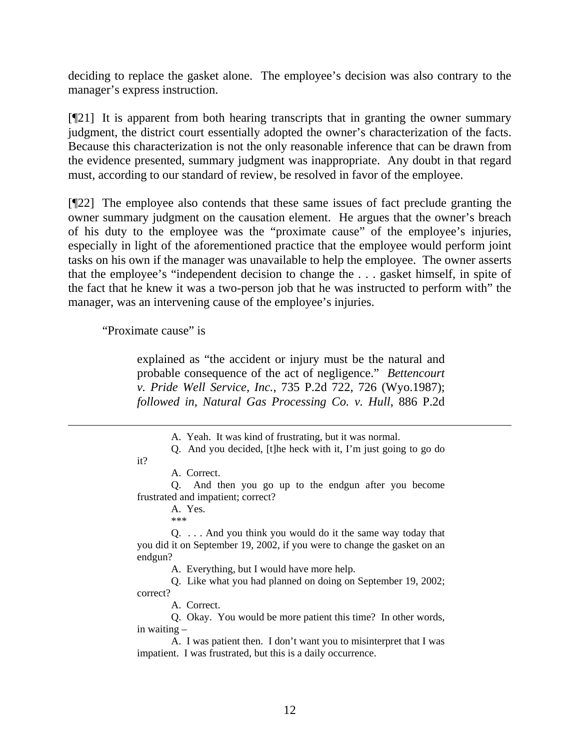deciding to replace the gasket alone. The employee's decision was also contrary to the manager's express instruction.

[¶21] It is apparent from both hearing transcripts that in granting the owner summary judgment, the district court essentially adopted the owner's characterization of the facts. Because this characterization is not the only reasonable inference that can be drawn from the evidence presented, summary judgment was inappropriate. Any doubt in that regard must, according to our standard of review, be resolved in favor of the employee.

[¶22] The employee also contends that these same issues of fact preclude granting the owner summary judgment on the causation element. He argues that the owner's breach of his duty to the employee was the "proximate cause" of the employee's injuries, especially in light of the aforementioned practice that the employee would perform joint tasks on his own if the manager was unavailable to help the employee. The owner asserts that the employee's "independent decision to change the . . . gasket himself, in spite of the fact that he knew it was a two-person job that he was instructed to perform with" the manager, was an intervening cause of the employee's injuries.

"Proximate cause" is

> explained as "the accident or injury must be the natural and probable consequence of the act of negligence." *Bettencourt v. Pride Well Service, Inc.*, 735 P.2d 722, 726 (Wyo.1987); *followed in*, *Natural Gas Processing Co. v. Hull*, 886 P.2d

---

> A. Yeah. It was kind of frustrating, but it was normal.
>
> Q. And you decided, [t]he heck with it, I'm just going to go do it?
>
> A. Correct.
>
> Q. And then you go up to the endgun after you become frustrated and impatient; correct?
>
> A. Yes.
>
> \*\*\*
>
> Q. . . . And you think you would do it the same way today that you did it on September 19, 2002, if you were to change the gasket on an endgun?
>
> A. Everything, but I would have more help.
>
> Q. Like what you had planned on doing on September 19, 2002; correct?
>
> A. Correct.
>
> Q. Okay. You would be more patient this time? In other words, in waiting –
>
> A. I was patient then. I don't want you to misinterpret that I was impatient. I was frustrated, but this is a daily occurrence.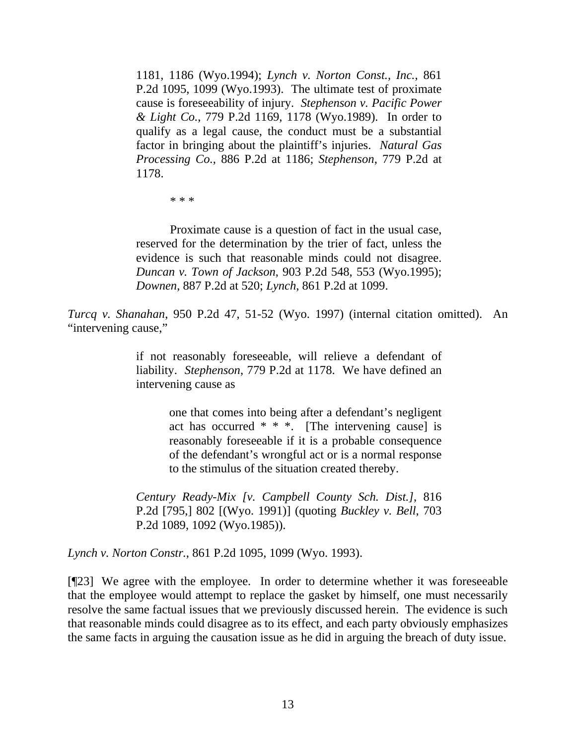> 1181, 1186 (Wyo.1994); *Lynch v. Norton Const., Inc.*, 861 P.2d 1095, 1099 (Wyo.1993). The ultimate test of proximate cause is foreseeability of injury. *Stephenson v. Pacific Power & Light Co.*, 779 P.2d 1169, 1178 (Wyo.1989). In order to qualify as a legal cause, the conduct must be a substantial factor in bringing about the plaintiff's injuries. *Natural Gas Processing Co.*, 886 P.2d at 1186; *Stephenson*, 779 P.2d at 1178.
>
> \* \* \*
>
> Proximate cause is a question of fact in the usual case, reserved for the determination by the trier of fact, unless the evidence is such that reasonable minds could not disagree. *Duncan v. Town of Jackson*, 903 P.2d 548, 553 (Wyo.1995); *Downen*, 887 P.2d at 520; *Lynch*, 861 P.2d at 1099.

*Turcq v. Shanahan*, 950 P.2d 47, 51-52 (Wyo. 1997) (internal citation omitted). An "intervening cause,"

> if not reasonably foreseeable, will relieve a defendant of liability. *Stephenson*, 779 P.2d at 1178. We have defined an intervening cause as
>
> > one that comes into being after a defendant's negligent act has occurred \* \* \*. [The intervening cause] is reasonably foreseeable if it is a probable consequence of the defendant's wrongful act or is a normal response to the stimulus of the situation created thereby.
>
> *Century Ready-Mix [v. Campbell County Sch. Dist.]*, 816 P.2d [795,] 802 [(Wyo. 1991)] (quoting *Buckley v. Bell*, 703 P.2d 1089, 1092 (Wyo.1985)).

*Lynch v. Norton Constr.*, 861 P.2d 1095, 1099 (Wyo. 1993).

[¶23] We agree with the employee. In order to determine whether it was foreseeable that the employee would attempt to replace the gasket by himself, one must necessarily resolve the same factual issues that we previously discussed herein. The evidence is such that reasonable minds could disagree as to its effect, and each party obviously emphasizes the same facts in arguing the causation issue as he did in arguing the breach of duty issue.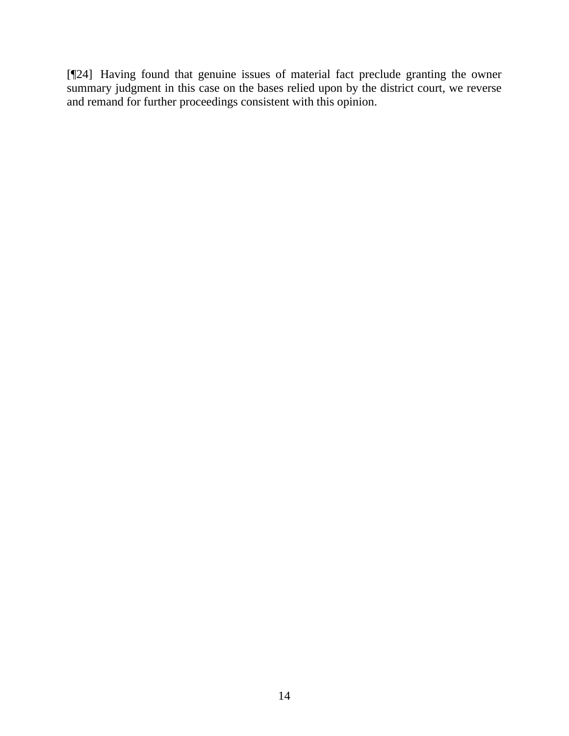[¶24] Having found that genuine issues of material fact preclude granting the owner summary judgment in this case on the bases relied upon by the district court, we reverse and remand for further proceedings consistent with this opinion.